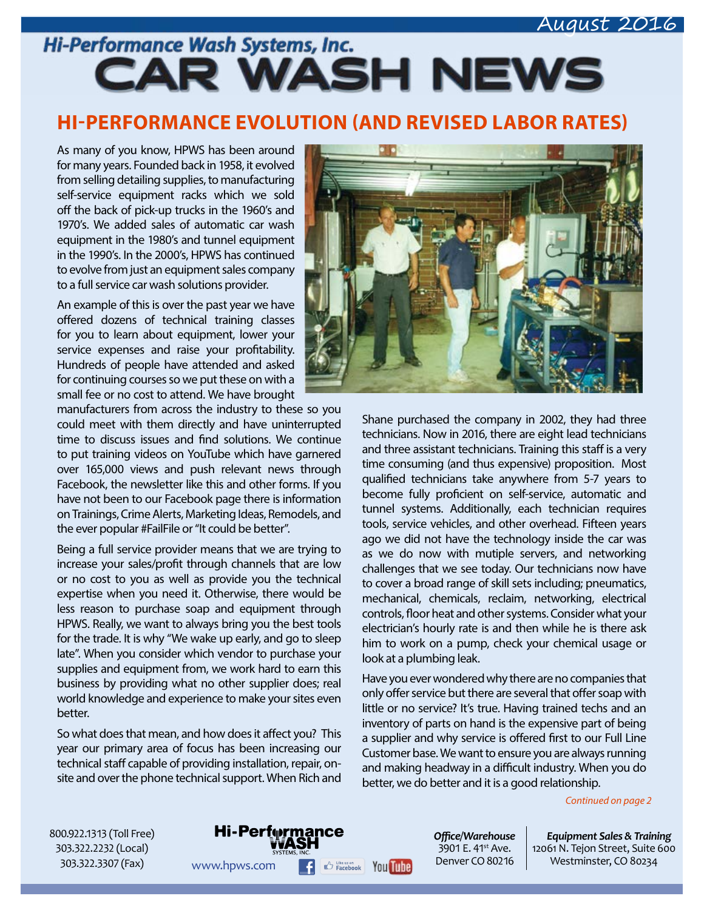August 2016

Hi-Performance Wash Systems, Inc.

# CAR WASH NEWS

## HI-PERFORMANCE EVOLUTION (AND REVISED LABOR RATES)

As many of you know, HPWS has been around for many years. Founded back in 1958, it evolved from selling detailing supplies, to manufacturing self-service equipment racks which we sold off the back of pick-up trucks in the 1960's and 1970's. We added sales of automatic car wash equipment in the 1980's and tunnel equipment in the 1990's. In the 2000's, HPWS has continued to evolve from just an equipment sales company to a full service car wash solutions provider.

An example of this is over the past year we have offered dozens of technical training classes for you to learn about equipment, lower your service expenses and raise your profitability. Hundreds of people have attended and asked for continuing courses so we put these on with a small fee or no cost to attend. We have brought manufacturers from across the industry to these so you could meet with them directly and have uninterrupted time to discuss issues and find solutions. We continue to put training videos on YouTube which have garnered over 165,000 views and push relevant news through Facebook, the newsletter like this and other forms. If you have not been to our Facebook page there is information on Trainings, Crime Alerts, Marketing Ideas, Remodels, and the ever popular #FailFile or "It could be better".

Being a full service provider means that we are trying to increase your sales/profit through channels that are low or no cost to you as well as provide you the technical expertise when you need it. Otherwise, there would be less reason to purchase soap and equipment through HPWS. Really, we want to always bring you the best tools for the trade. It is why "We wake up early, and go to sleep late". When you consider which vendor to purchase your supplies and equipment from, we work hard to earn this business by providing what no other supplier does; real world knowledge and experience to make your sites even better.

So what does that mean, and how does it affect you? This year our primary area of focus has been increasing our technical staff capable of providing installation, repair, on-site and over the phone technical support. When Rich and Shane purchased the company in 2002, they had three technicians. Now in 2016, there are eight lead technicians and three assistant technicians. Training this staff is a very time consuming (and thus expensive) proposition. Most qualified technicians take anywhere from 5-7 years to become fully proficient on self-service, automatic and tunnel systems. Additionally, each technician requires tools, service vehicles, and other overhead. Fifteen years ago we did not have the technology inside the car was as we do now with mutiple servers, and networking challenges that we see today. Our technicians now have to cover a broad range of skill sets including; pneumatics, mechanical, chemicals, reclaim, networking, electrical controls, floor heat and other systems. Consider what your electrician's hourly rate is and then while he is there ask him to work on a pump, check your chemical usage or look at a plumbing leak.

Have you ever wondered why there are no companies that only offer service but there are several that offer soap with little or no service? It's true. Having trained techs and an inventory of parts on hand is the expensive part of being a supplier and why service is offered first to our Full Line Customer base. We want to ensure you are always running and making headway in a difficult industry. When you do better, we do better and it is a good relationship.

*Continued on page 2*

800.922.1313 (Toll Free)
303.322.2232 (Local)
303.322.3307 (Fax)

www.hpws.com

***Office/Warehouse***
3901 E. 41st Ave.
Denver CO 80216

***Equipment Sales & Training***
12061 N. Tejon Street, Suite 600
Westminster, CO 80234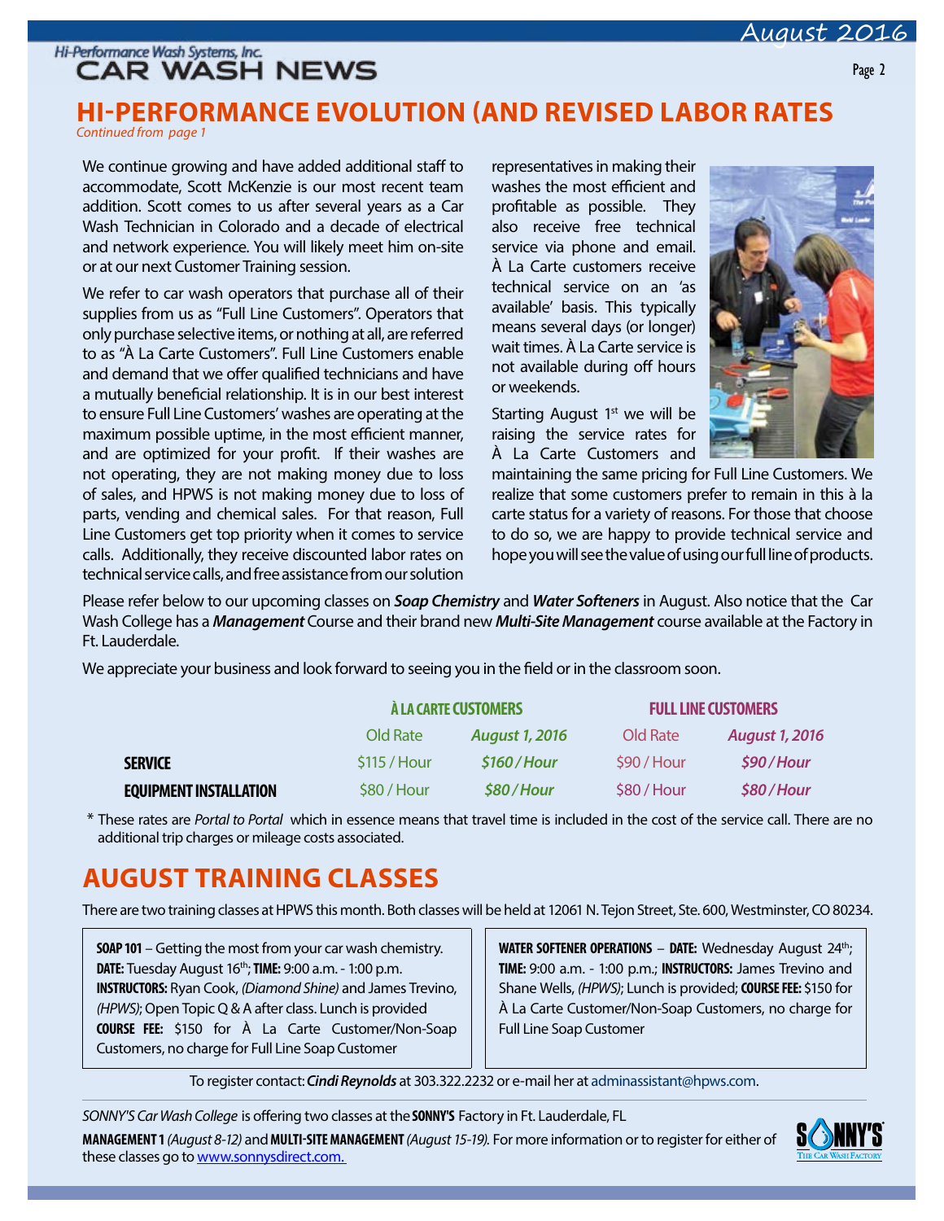## HI-PERFORMANCE EVOLUTION (AND REVISED LABOR RATES

*Continued from page 1*

We continue growing and have added additional staff to accommodate, Scott McKenzie is our most recent team addition. Scott comes to us after several years as a Car Wash Technician in Colorado and a decade of electrical and network experience. You will likely meet him on-site or at our next Customer Training session.

We refer to car wash operators that purchase all of their supplies from us as "Full Line Customers". Operators that only purchase selective items, or nothing at all, are referred to as "À La Carte Customers". Full Line Customers enable and demand that we offer qualified technicians and have a mutually beneficial relationship. It is in our best interest to ensure Full Line Customers' washes are operating at the maximum possible uptime, in the most efficient manner, and are optimized for your profit. If their washes are not operating, they are not making money due to loss of sales, and HPWS is not making money due to loss of parts, vending and chemical sales. For that reason, Full Line Customers get top priority when it comes to service calls. Additionally, they receive discounted labor rates on technical service calls, and free assistance from our solution representatives in making their washes the most efficient and profitable as possible. They also receive free technical service via phone and email. À La Carte customers receive technical service on an 'as available' basis. This typically means several days (or longer) wait times. À La Carte service is not available during off hours or weekends.

Starting August 1st we will be raising the service rates for À La Carte Customers and maintaining the same pricing for Full Line Customers. We realize that some customers prefer to remain in this à la carte status for a variety of reasons. For those that choose to do so, we are happy to provide technical service and hope you will see the value of using our full line of products.

Please refer below to our upcoming classes on ***Soap Chemistry*** and ***Water Softeners*** in August. Also notice that the Car Wash College has a ***Management*** Course and their brand new ***Multi-Site Management*** course available at the Factory in Ft. Lauderdale.

We appreciate your business and look forward to seeing you in the field or in the classroom soon.

| | À LA CARTE CUSTOMERS | | FULL LINE CUSTOMERS | |
|---|---|---|---|---|
| | Old Rate | *August 1, 2016* | Old Rate | *August 1, 2016* |
| **SERVICE** | $115 / Hour | ***$160 / Hour*** | $90 / Hour | ***$90 / Hour*** |
| **EQUIPMENT INSTALLATION** | $80 / Hour | ***$80 / Hour*** | $80 / Hour | ***$80 / Hour*** |

\* These rates are *Portal to Portal* which in essence means that travel time is included in the cost of the service call. There are no additional trip charges or mileage costs associated.

## AUGUST TRAINING CLASSES

There are two training classes at HPWS this month. Both classes will be held at 12061 N. Tejon Street, Ste. 600, Westminster, CO 80234.

**SOAP 101** – Getting the most from your car wash chemistry. **DATE:** Tuesday August 16th; **TIME:** 9:00 a.m. - 1:00 p.m. **INSTRUCTORS:** Ryan Cook, *(Diamond Shine)* and James Trevino, *(HPWS)*; Open Topic Q & A after class. Lunch is provided **COURSE FEE:** $150 for À La Carte Customer/Non-Soap Customers, no charge for Full Line Soap Customer

**WATER SOFTENER OPERATIONS** – **DATE:** Wednesday August 24th; **TIME:** 9:00 a.m. - 1:00 p.m.; **INSTRUCTORS:** James Trevino and Shane Wells, *(HPWS)*; Lunch is provided; **COURSE FEE:** $150 for À La Carte Customer/Non-Soap Customers, no charge for Full Line Soap Customer

To register contact: ***Cindi Reynolds*** at 303.322.2232 or e-mail her at adminassistant@hpws.com.

*SONNY'S Car Wash College* is offering two classes at the **SONNY'S** Factory in Ft. Lauderdale, FL

**MANAGEMENT 1** *(August 8-12)* and **MULTI-SITE MANAGEMENT** *(August 15-19)*. For more information or to register for either of these classes go to www.sonnysdirect.com.